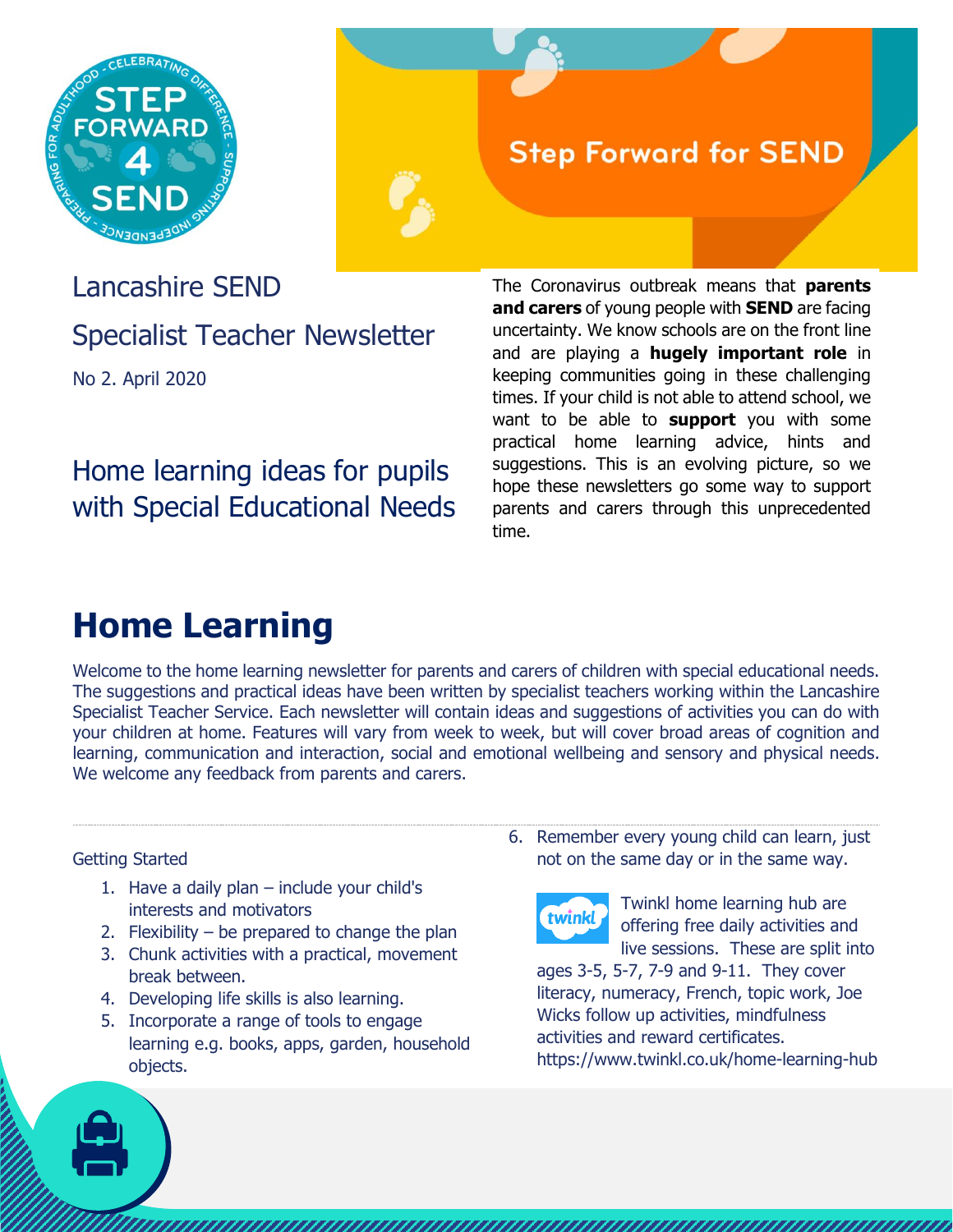Lancashire SEND

Specialist Teacher Newsletter

No 2. April 2020

Home learning ideas for pupils with Special Educational Needs

The Coronavirus outbreak means that **parents and carers** of young people with **SEND** are facing uncertainty. We know schools are on the front line and are playing a **hugely important role** in keeping communities going in these challenging times. If your child is not able to attend school, we want to be able to **support** you with some practical home learning advice, hints and suggestions. This is an evolving picture, so we hope these newsletters go some way to support parents and carers through this unprecedented time.

# Home Learning

Welcome to the home learning newsletter for parents and carers of children with special educational needs. The suggestions and practical ideas have been written by specialist teachers working within the Lancashire Specialist Teacher Service. Each newsletter will contain ideas and suggestions of activities you can do with your children at home. Features will vary from week to week, but will cover broad areas of cognition and learning, communication and interaction, social and emotional wellbeing and sensory and physical needs. We welcome any feedback from parents and carers.

Getting Started

1. Have a daily plan – include your child's interests and motivators
2. Flexibility – be prepared to change the plan
3. Chunk activities with a practical, movement break between.
4. Developing life skills is also learning.
5. Incorporate a range of tools to engage learning e.g. books, apps, garden, household objects.
6. Remember every young child can learn, just not on the same day or in the same way.

Twinkl home learning hub are offering free daily activities and live sessions. These are split into ages 3-5, 5-7, 7-9 and 9-11. They cover literacy, numeracy, French, topic work, Joe Wicks follow up activities, mindfulness activities and reward certificates. https://www.twinkl.co.uk/home-learning-hub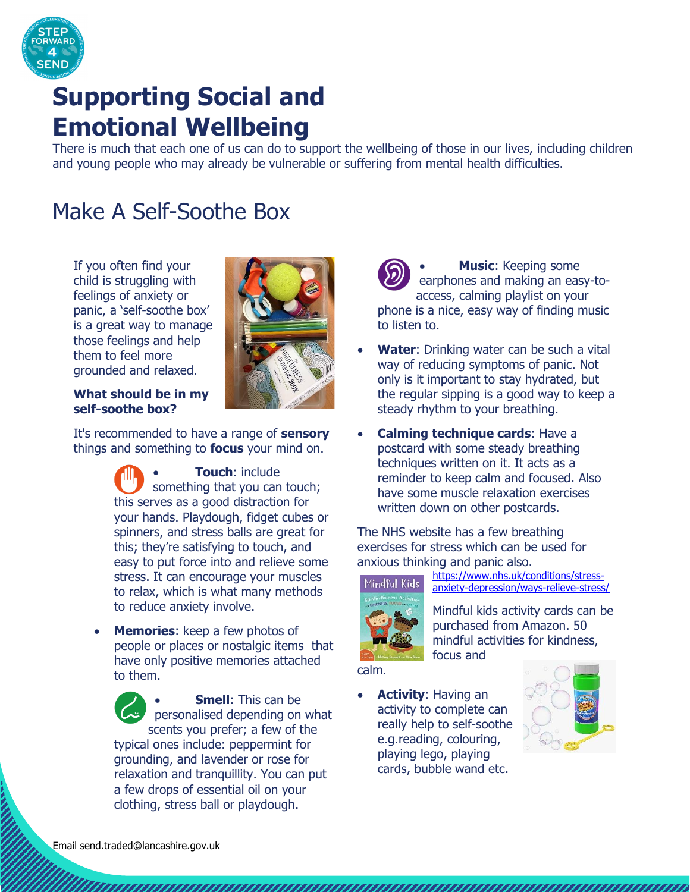# Supporting Social and Emotional Wellbeing

There is much that each one of us can do to support the wellbeing of those in our lives, including children and young people who may already be vulnerable or suffering from mental health difficulties.

## Make A Self-Soothe Box

If you often find your child is struggling with feelings of anxiety or panic, a 'self-soothe box' is a great way to manage those feelings and help them to feel more grounded and relaxed.

**What should be in my self-soothe box?**

It's recommended to have a range of **sensory** things and something to **focus** your mind on.

- **Touch**: include something that you can touch; this serves as a good distraction for your hands. Playdough, fidget cubes or spinners, and stress balls are great for this; they're satisfying to touch, and easy to put force into and relieve some stress. It can encourage your muscles to relax, which is what many methods to reduce anxiety involve.
- **Memories**: keep a few photos of people or places or nostalgic items that have only positive memories attached to them.
- **Smell**: This can be personalised depending on what scents you prefer; a few of the typical ones include: peppermint for grounding, and lavender or rose for relaxation and tranquillity. You can put a few drops of essential oil on your clothing, stress ball or playdough.
- **Music**: Keeping some earphones and making an easy-to-access, calming playlist on your phone is a nice, easy way of finding music to listen to.
- **Water**: Drinking water can be such a vital way of reducing symptoms of panic. Not only is it important to stay hydrated, but the regular sipping is a good way to keep a steady rhythm to your breathing.
- **Calming technique cards**: Have a postcard with some steady breathing techniques written on it. It acts as a reminder to keep calm and focused. Also have some muscle relaxation exercises written down on other postcards.

The NHS website has a few breathing exercises for stress which can be used for anxious thinking and panic also.

https://www.nhs.uk/conditions/stress-anxiety-depression/ways-relieve-stress/

Mindful kids activity cards can be purchased from Amazon. 50 mindful activities for kindness, focus and calm.

- **Activity**: Having an activity to complete can really help to self-soothe e.g.reading, colouring, playing lego, playing cards, bubble wand etc.

Email send.traded@lancashire.gov.uk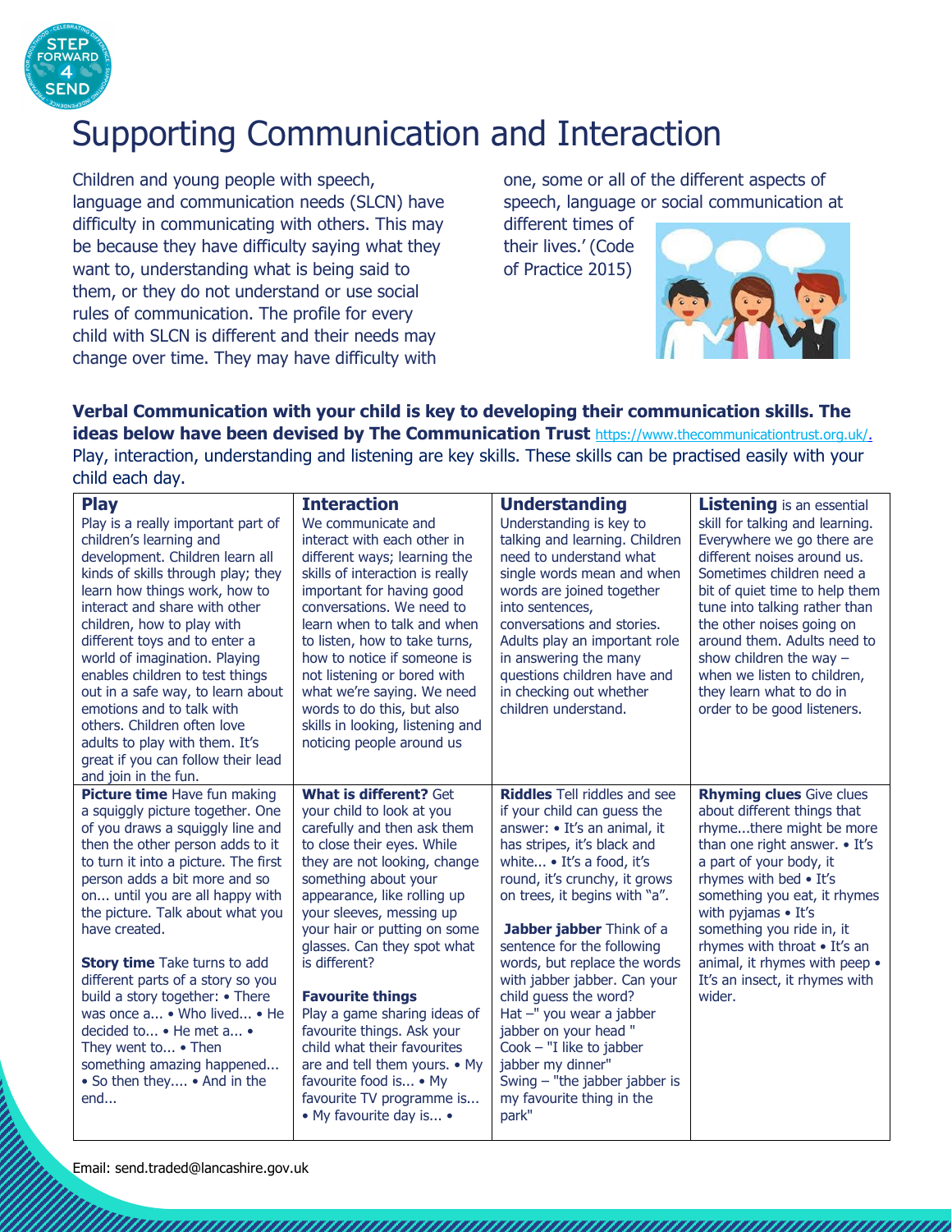# Supporting Communication and Interaction

Children and young people with speech, language and communication needs (SLCN) have difficulty in communicating with others. This may be because they have difficulty saying what they want to, understanding what is being said to them, or they do not understand or use social rules of communication. The profile for every child with SLCN is different and their needs may change over time. They may have difficulty with one, some or all of the different aspects of speech, language or social communication at different times of their lives.' (Code of Practice 2015)

**Verbal Communication with your child is key to developing their communication skills. The ideas below have been devised by The Communication Trust** https://www.thecommunicationtrust.org.uk/. Play, interaction, understanding and listening are key skills. These skills can be practised easily with your child each day.

| **Play** | **Interaction** | **Understanding** | **Listening** is an essential skill for talking and learning. |
|---|---|---|---|
| Play is a really important part of children's learning and development. Children learn all kinds of skills through play; they learn how things work, how to interact and share with other children, how to play with different toys and to enter a world of imagination. Playing enables children to test things out in a safe way, to learn about emotions and to talk with others. Children often love adults to play with them. It's great if you can follow their lead and join in the fun. | We communicate and interact with each other in different ways; learning the skills of interaction is really important for having good conversations. We need to learn when to talk and when to listen, how to take turns, how to notice if someone is not listening or bored with what we're saying. We need words to do this, but also skills in looking, listening and noticing people around us | Understanding is key to talking and learning. Children need to understand what single words mean and when words are joined together into sentences, conversations and stories. Adults play an important role in answering the many questions children have and in checking out whether children understand. | Everywhere we go there are different noises around us. Sometimes children need a bit of quiet time to help them tune into talking rather than the other noises going on around them. Adults need to show children the way – when we listen to children, they learn what to do in order to be good listeners. |
| **Picture time** Have fun making a squiggly picture together. One of you draws a squiggly line and then the other person adds to it to turn it into a picture. The first person adds a bit more and so on... until you are all happy with the picture. Talk about what you have created.<br><br>**Story time** Take turns to add different parts of a story so you build a story together: • There was once a... • Who lived... • He decided to... • He met a... • They went to... • Then something amazing happened... • So then they.... • And in the end... | **What is different?** Get your child to look at you carefully and then ask them to close their eyes. While they are not looking, change something about your appearance, like rolling up your sleeves, messing up your hair or putting on some glasses. Can they spot what is different?<br><br>**Favourite things** Play a game sharing ideas of favourite things. Ask your child what their favourites are and tell them yours. • My favourite food is... • My favourite TV programme is... • My favourite day is... • | **Riddles** Tell riddles and see if your child can guess the answer: • It's an animal, it has stripes, it's black and white... • It's a food, it's round, it's crunchy, it grows on trees, it begins with "a".<br><br>**Jabber jabber** Think of a sentence for the following words, but replace the words with jabber jabber. Can your child guess the word? Hat –" you wear a jabber jabber on your head " Cook – "I like to jabber jabber my dinner" Swing – "the jabber jabber is my favourite thing in the park" | **Rhyming clues** Give clues about different things that rhyme...there might be more than one right answer. • It's a part of your body, it rhymes with bed • It's something you eat, it rhymes with pyjamas • It's something you ride in, it rhymes with throat • It's an animal, it rhymes with peep • It's an insect, it rhymes with wider. |

Email: send.traded@lancashire.gov.uk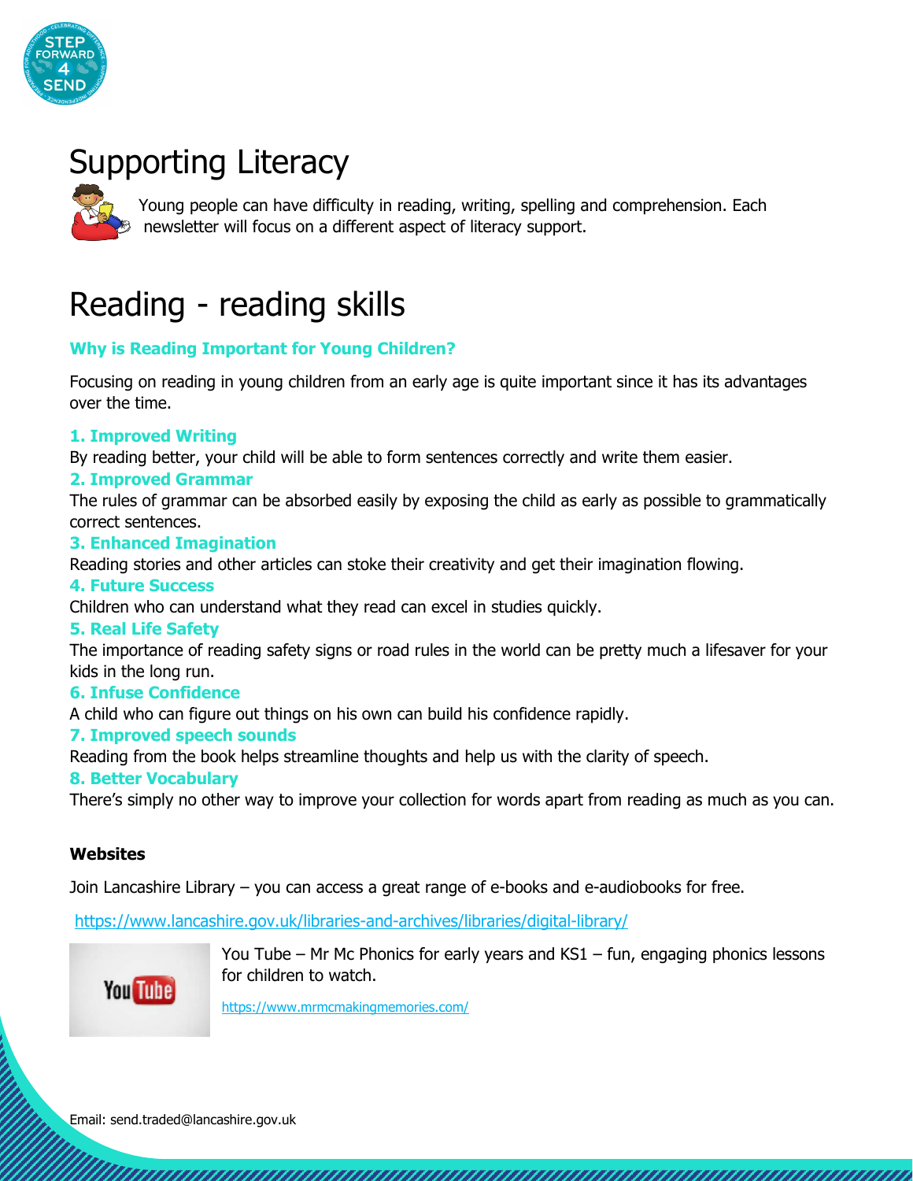# Supporting Literacy

Young people can have difficulty in reading, writing, spelling and comprehension. Each newsletter will focus on a different aspect of literacy support.

# Reading - reading skills

### Why is Reading Important for Young Children?

Focusing on reading in young children from an early age is quite important since it has its advantages over the time.

**1. Improved Writing**

By reading better, your child will be able to form sentences correctly and write them easier.

**2. Improved Grammar**

The rules of grammar can be absorbed easily by exposing the child as early as possible to grammatically correct sentences.

**3. Enhanced Imagination**

Reading stories and other articles can stoke their creativity and get their imagination flowing.

**4. Future Success**

Children who can understand what they read can excel in studies quickly.

**5. Real Life Safety**

The importance of reading safety signs or road rules in the world can be pretty much a lifesaver for your kids in the long run.

**6. Infuse Confidence**

A child who can figure out things on his own can build his confidence rapidly.

**7. Improved speech sounds**

Reading from the book helps streamline thoughts and help us with the clarity of speech.

**8. Better Vocabulary**

There's simply no other way to improve your collection for words apart from reading as much as you can.

**Websites**

Join Lancashire Library – you can access a great range of e-books and e-audiobooks for free.

https://www.lancashire.gov.uk/libraries-and-archives/libraries/digital-library/

You Tube – Mr Mc Phonics for early years and KS1 – fun, engaging phonics lessons for children to watch.

https://www.mrmcmakingmemories.com/

Email: send.traded@lancashire.gov.uk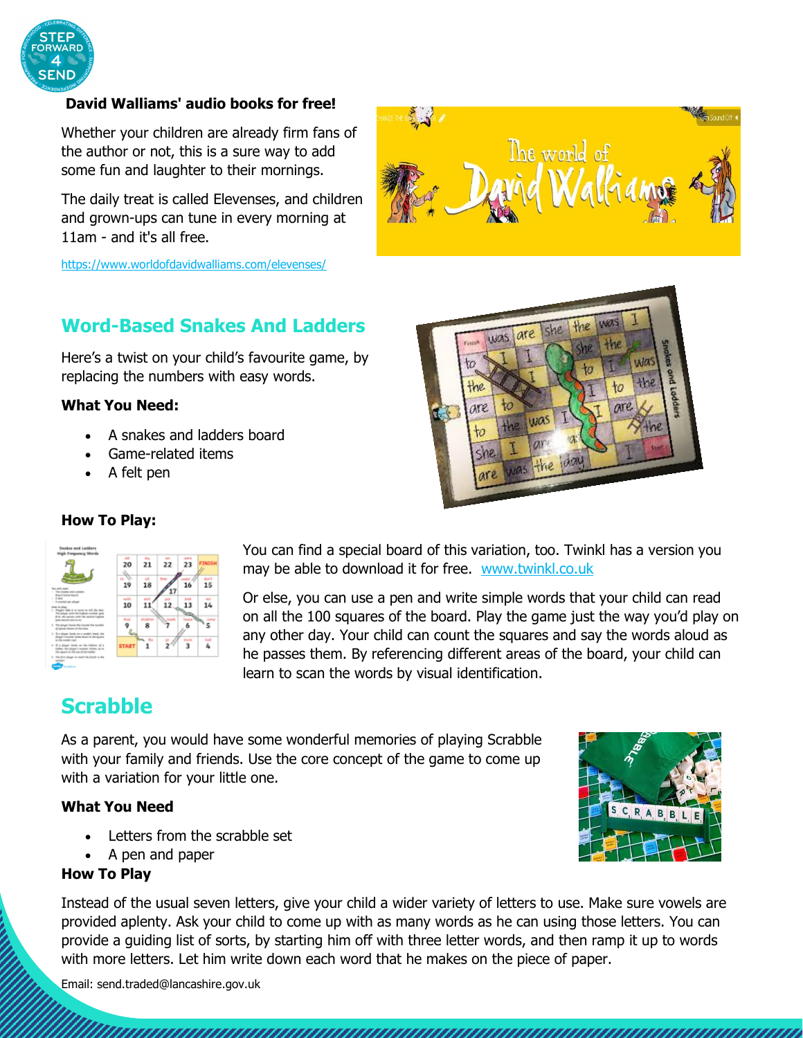**David Walliams' audio books for free!**

Whether your children are already firm fans of the author or not, this is a sure way to add some fun and laughter to their mornings.

The daily treat is called Elevenses, and children and grown-ups can tune in every morning at 11am - and it's all free.

https://www.worldofdavidwalliams.com/elevenses/

## Word-Based Snakes And Ladders

Here's a twist on your child's favourite game, by replacing the numbers with easy words.

**What You Need:**

- A snakes and ladders board
- Game-related items
- A felt pen

**How To Play:**

You can find a special board of this variation, too. Twinkl has a version you may be able to download it for free. www.twinkl.co.uk

Or else, you can use a pen and write simple words that your child can read on all the 100 squares of the board. Play the game just the way you'd play on any other day. Your child can count the squares and say the words aloud as he passes them. By referencing different areas of the board, your child can learn to scan the words by visual identification.

## Scrabble

As a parent, you would have some wonderful memories of playing Scrabble with your family and friends. Use the core concept of the game to come up with a variation for your little one.

**What You Need**

- Letters from the scrabble set
- A pen and paper

**How To Play**

Instead of the usual seven letters, give your child a wider variety of letters to use. Make sure vowels are provided aplenty. Ask your child to come up with as many words as he can using those letters. You can provide a guiding list of sorts, by starting him off with three letter words, and then ramp it up to words with more letters. Let him write down each word that he makes on the piece of paper.

Email: send.traded@lancashire.gov.uk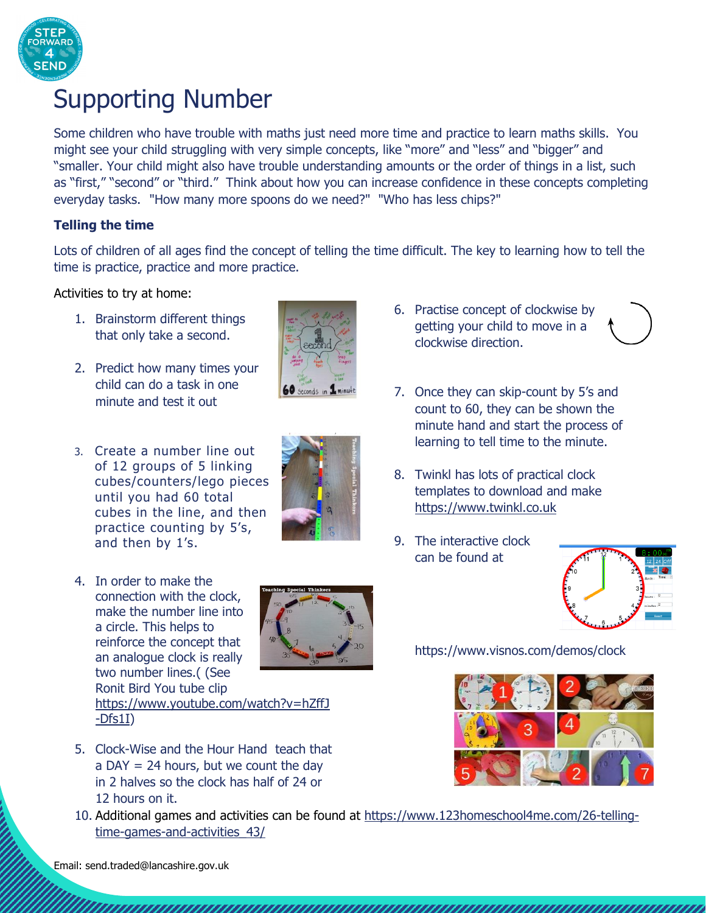# Supporting Number

Some children who have trouble with maths just need more time and practice to learn maths skills. You might see your child struggling with very simple concepts, like "more" and "less" and "bigger" and "smaller. Your child might also have trouble understanding amounts or the order of things in a list, such as "first," "second" or "third." Think about how you can increase confidence in these concepts completing everyday tasks. "How many more spoons do we need?" "Who has less chips?"

**Telling the time**

Lots of children of all ages find the concept of telling the time difficult. The key to learning how to tell the time is practice, practice and more practice.

Activities to try at home:

1. Brainstorm different things that only take a second.
2. Predict how many times your child can do a task in one minute and test it out
3. Create a number line out of 12 groups of 5 linking cubes/counters/lego pieces until you had 60 total cubes in the line, and then practice counting by 5's, and then by 1's.
4. In order to make the connection with the clock, make the number line into a circle. This helps to reinforce the concept that an analogue clock is really two number lines.( (See Ronit Bird You tube clip https://www.youtube.com/watch?v=hZffJ-Dfs1I)
5. Clock-Wise and the Hour Hand teach that a DAY = 24 hours, but we count the day in 2 halves so the clock has half of 24 or 12 hours on it.
6. Practise concept of clockwise by getting your child to move in a clockwise direction.
7. Once they can skip-count by 5's and count to 60, they can be shown the minute hand and start the process of learning to tell time to the minute.
8. Twinkl has lots of practical clock templates to download and make https://www.twinkl.co.uk
9. The interactive clock can be found at https://www.visnos.com/demos/clock
10. Additional games and activities can be found at https://www.123homeschool4me.com/26-telling-time-games-and-activities_43/

Email: send.traded@lancashire.gov.uk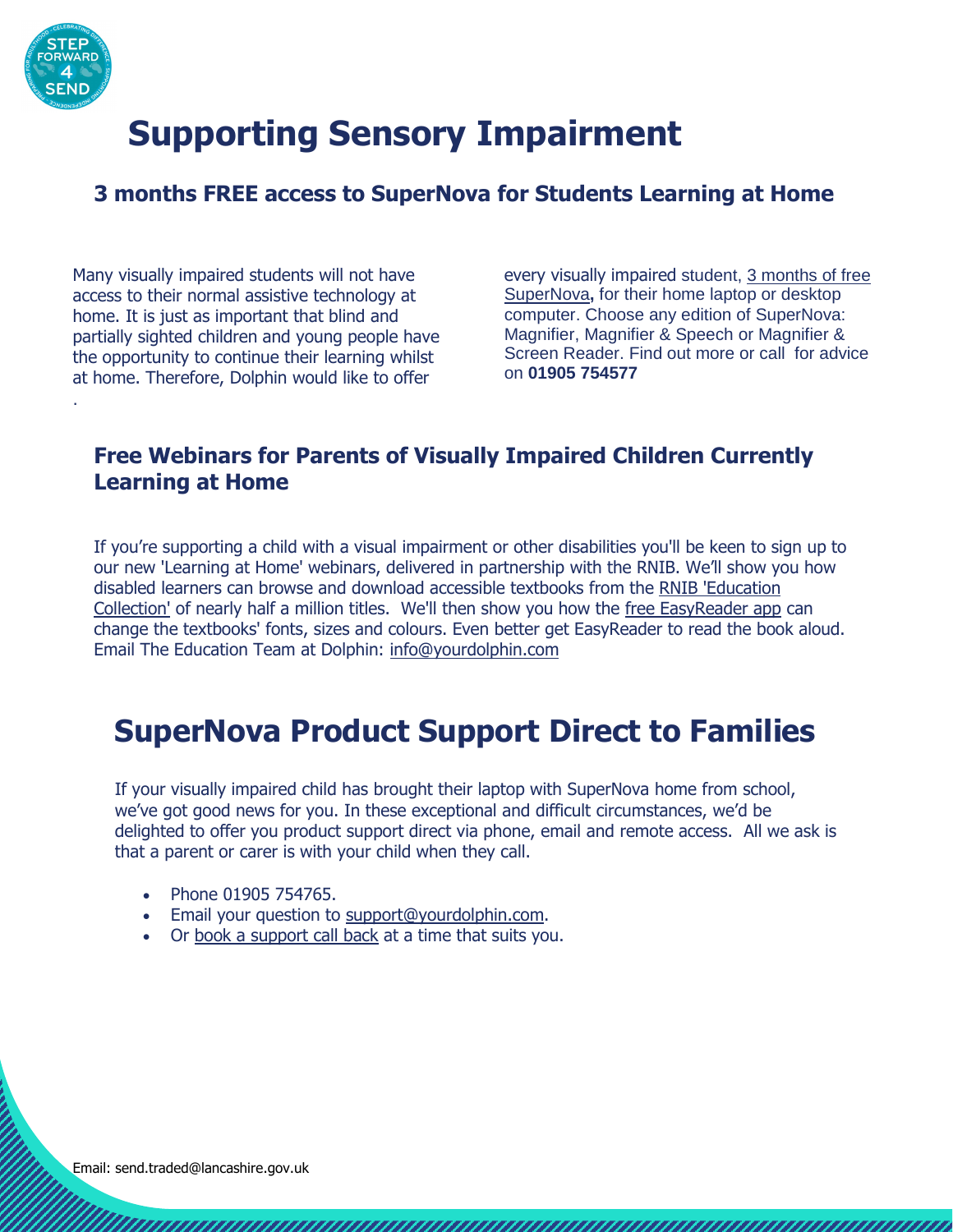# Supporting Sensory Impairment

## 3 months FREE access to SuperNova for Students Learning at Home

Many visually impaired students will not have access to their normal assistive technology at home. It is just as important that blind and partially sighted children and young people have the opportunity to continue their learning whilst at home. Therefore, Dolphin would like to offer every visually impaired student, 3 months of free SuperNova**,** for their home laptop or desktop computer. Choose any edition of SuperNova: Magnifier, Magnifier & Speech or Magnifier & Screen Reader. Find out more or call for advice on **01905 754577**

## Free Webinars for Parents of Visually Impaired Children Currently Learning at Home

If you're supporting a child with a visual impairment or other disabilities you'll be keen to sign up to our new 'Learning at Home' webinars, delivered in partnership with the RNIB. We'll show you how disabled learners can browse and download accessible textbooks from the RNIB 'Education Collection' of nearly half a million titles. We'll then show you how the free EasyReader app can change the textbooks' fonts, sizes and colours. Even better get EasyReader to read the book aloud. Email The Education Team at Dolphin: info@yourdolphin.com

# SuperNova Product Support Direct to Families

If your visually impaired child has brought their laptop with SuperNova home from school, we've got good news for you. In these exceptional and difficult circumstances, we'd be delighted to offer you product support direct via phone, email and remote access. All we ask is that a parent or carer is with your child when they call.

- Phone 01905 754765.
- Email your question to support@yourdolphin.com.
- Or book a support call back at a time that suits you.

Email: send.traded@lancashire.gov.uk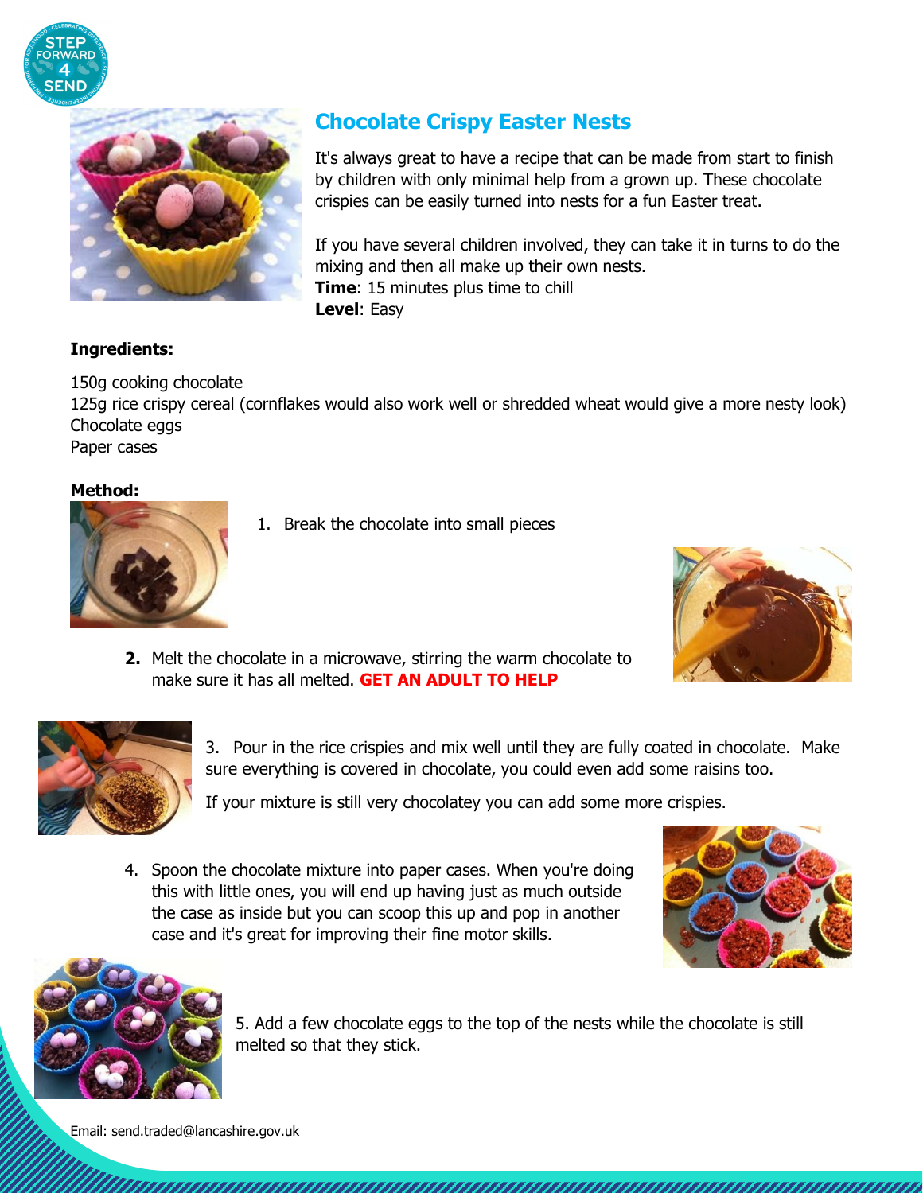## Chocolate Crispy Easter Nests

It's always great to have a recipe that can be made from start to finish by children with only minimal help from a grown up. These chocolate crispies can be easily turned into nests for a fun Easter treat.

If you have several children involved, they can take it in turns to do the mixing and then all make up their own nests.
**Time**: 15 minutes plus time to chill
**Level**: Easy

**Ingredients:**

150g cooking chocolate
125g rice crispy cereal (cornflakes would also work well or shredded wheat would give a more nesty look)
Chocolate eggs
Paper cases

**Method:**

1. Break the chocolate into small pieces

2. Melt the chocolate in a microwave, stirring the warm chocolate to make sure it has all melted. **GET AN ADULT TO HELP**

3. Pour in the rice crispies and mix well until they are fully coated in chocolate. Make sure everything is covered in chocolate, you could even add some raisins too.

   If your mixture is still very chocolatey you can add some more crispies.

4. Spoon the chocolate mixture into paper cases. When you're doing this with little ones, you will end up having just as much outside the case as inside but you can scoop this up and pop in another case and it's great for improving their fine motor skills.

5. Add a few chocolate eggs to the top of the nests while the chocolate is still melted so that they stick.

Email: send.traded@lancashire.gov.uk